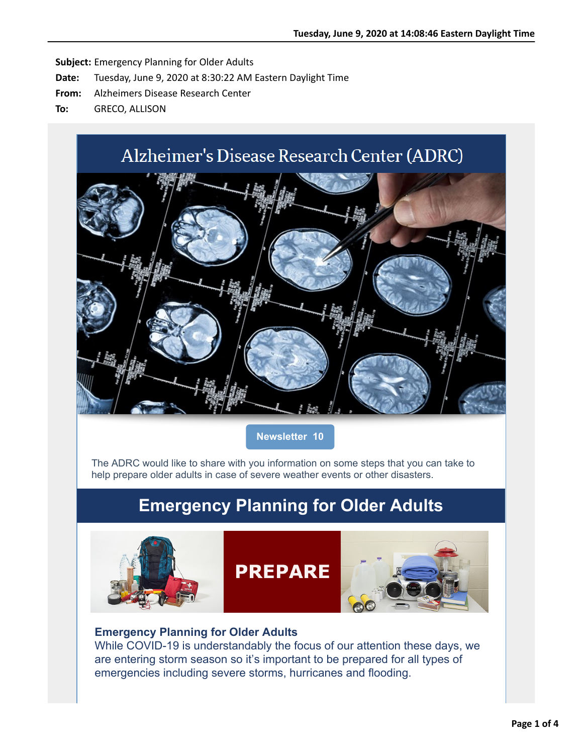Subject: Emergency Planning for Older Adults
Date: Tuesday, June 9, 2020 at 8:30:22 AM Eastern Daylight Time
From: Alzheimers Disease Research Center
To: GRECO, ALLISON

# Alzheimer's Disease Research Center (ADRC)

**Newsletter 10**

The ADRC would like to share with you information on some steps that you can take to help prepare older adults in case of severe weather events or other disasters.

## Emergency Planning for Older Adults

PREPARE

### Emergency Planning for Older Adults

While COVID-19 is understandably the focus of our attention these days, we are entering storm season so it's important to be prepared for all types of emergencies including severe storms, hurricanes and flooding.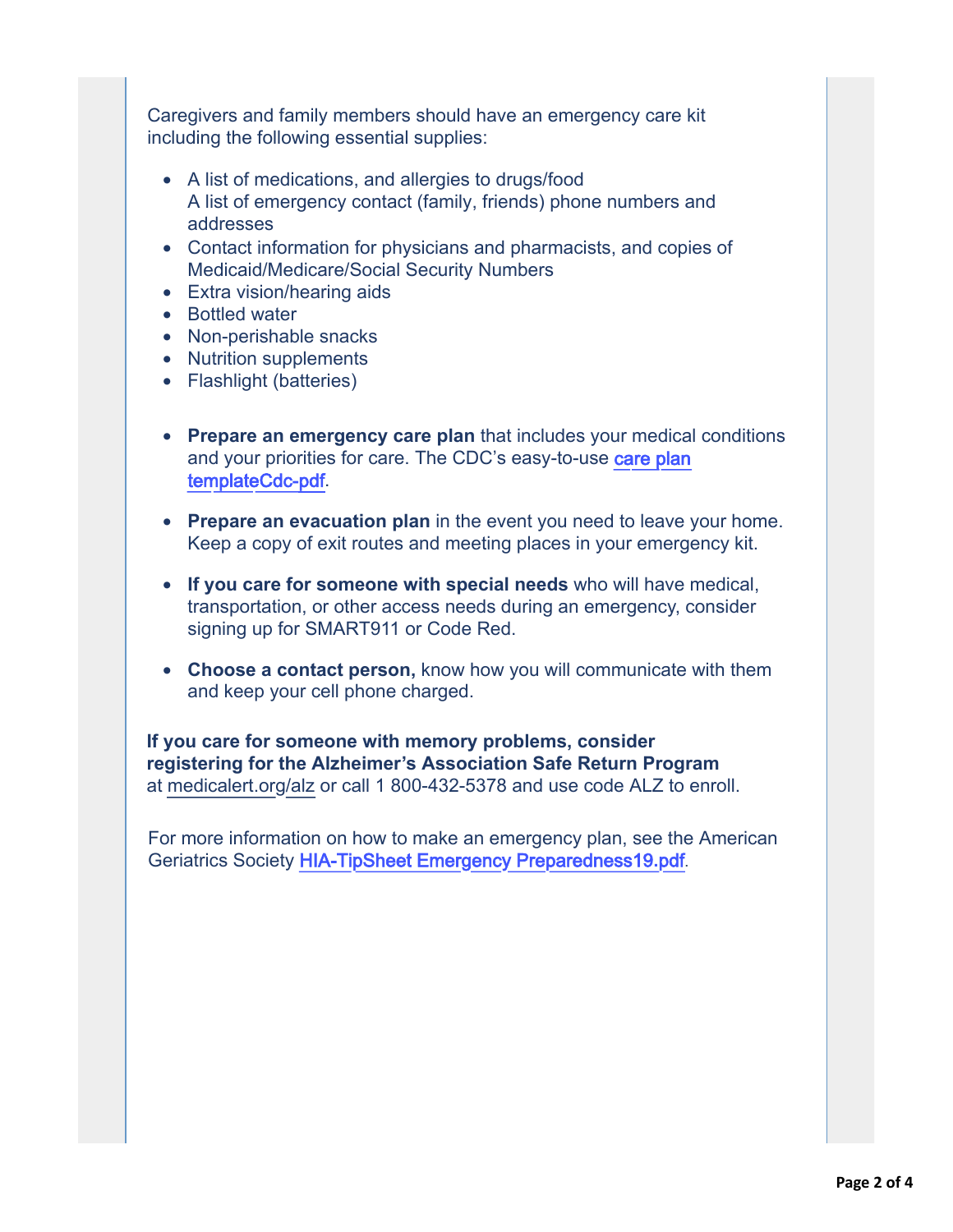Caregivers and family members should have an emergency care kit including the following essential supplies:

- A list of medications, and allergies to drugs/food
  A list of emergency contact (family, friends) phone numbers and addresses
- Contact information for physicians and pharmacists, and copies of Medicaid/Medicare/Social Security Numbers
- Extra vision/hearing aids
- Bottled water
- Non-perishable snacks
- Nutrition supplements
- Flashlight (batteries)

- **Prepare an emergency care plan** that includes your medical conditions and your priorities for care. The CDC's easy-to-use care plan templateCdc-pdf.

- **Prepare an evacuation plan** in the event you need to leave your home. Keep a copy of exit routes and meeting places in your emergency kit.

- **If you care for someone with special needs** who will have medical, transportation, or other access needs during an emergency, consider signing up for SMART911 or Code Red.

- **Choose a contact person,** know how you will communicate with them and keep your cell phone charged.

**If you care for someone with memory problems, consider registering for the Alzheimer's Association Safe Return Program** at medicalert.org/alz or call 1 800-432-5378 and use code ALZ to enroll.

For more information on how to make an emergency plan, see the American Geriatrics Society HIA-TipSheet Emergency Preparedness19.pdf.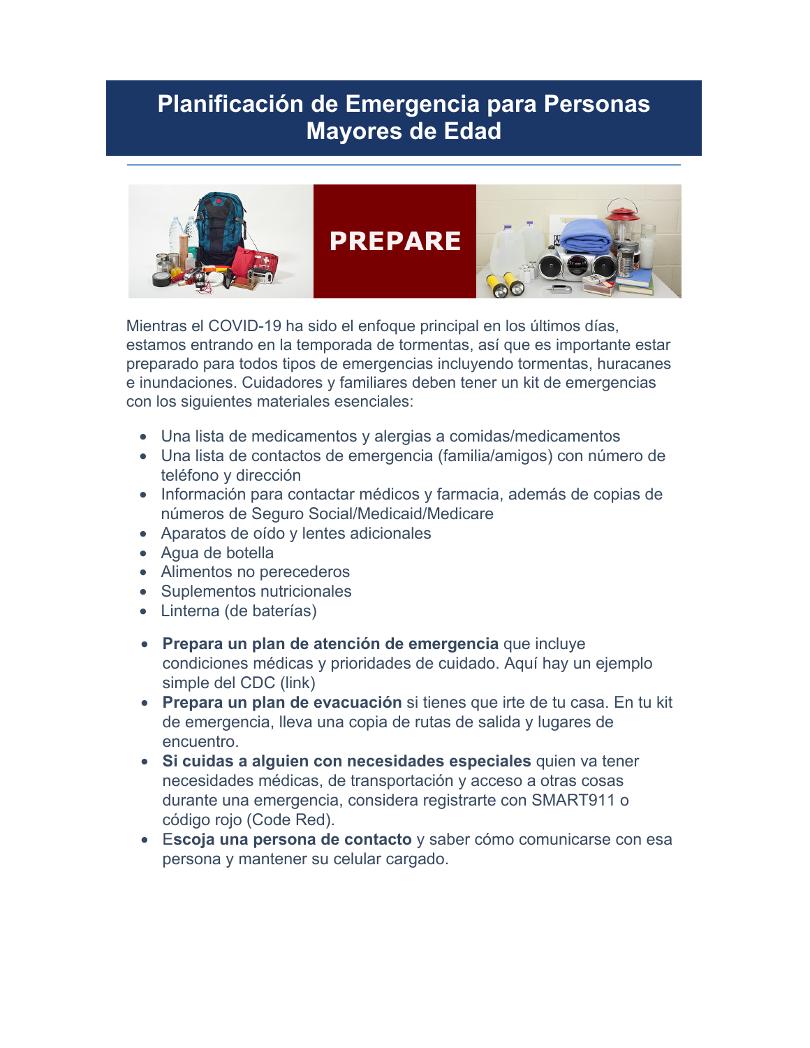# Planificación de Emergencia para Personas Mayores de Edad

PREPARE

Mientras el COVID-19 ha sido el enfoque principal en los últimos días, estamos entrando en la temporada de tormentas, así que es importante estar preparado para todos tipos de emergencias incluyendo tormentas, huracanes e inundaciones. Cuidadores y familiares deben tener un kit de emergencias con los siguientes materiales esenciales:

- Una lista de medicamentos y alergias a comidas/medicamentos
- Una lista de contactos de emergencia (familia/amigos) con número de teléfono y dirección
- Información para contactar médicos y farmacia, además de copias de números de Seguro Social/Medicaid/Medicare
- Aparatos de oído y lentes adicionales
- Agua de botella
- Alimentos no perecederos
- Suplementos nutricionales
- Linterna (de baterías)

- **Prepara un plan de atención de emergencia** que incluye condiciones médicas y prioridades de cuidado. Aquí hay un ejemplo simple del CDC (link)
- **Prepara un plan de evacuación** si tienes que irte de tu casa. En tu kit de emergencia, lleva una copia de rutas de salida y lugares de encuentro.
- **Si cuidas a alguien con necesidades especiales** quien va tener necesidades médicas, de transportación y acceso a otras cosas durante una emergencia, considera registrarte con SMART911 o código rojo (Code Red).
- E**scoja una persona de contacto** y saber cómo comunicarse con esa persona y mantener su celular cargado.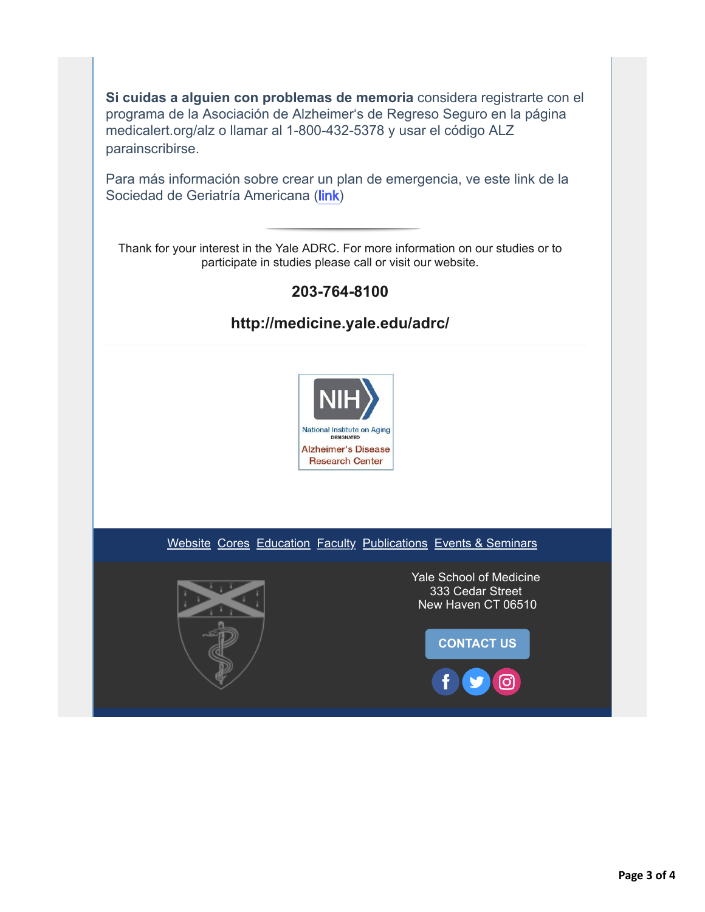**Si cuidas a alguien con problemas de memoria** considera registrarte con el programa de la Asociación de Alzheimer's de Regreso Seguro en la página medicalert.org/alz o llamar al 1-800-432-5378 y usar el código ALZ parainscribirse.

Para más información sobre crear un plan de emergencia, ve este link de la Sociedad de Geriatría Americana (link)

---

Thank for your interest in the Yale ADRC. For more information on our studies or to participate in studies please call or visit our website.

**203-764-8100**

**http://medicine.yale.edu/adrc/**

---

NIH
National Institute on Aging
DESIGNATED
Alzheimer's Disease Research Center

Website Cores Education Faculty Publications Events & Seminars

Yale School of Medicine
333 Cedar Street
New Haven CT 06510

CONTACT US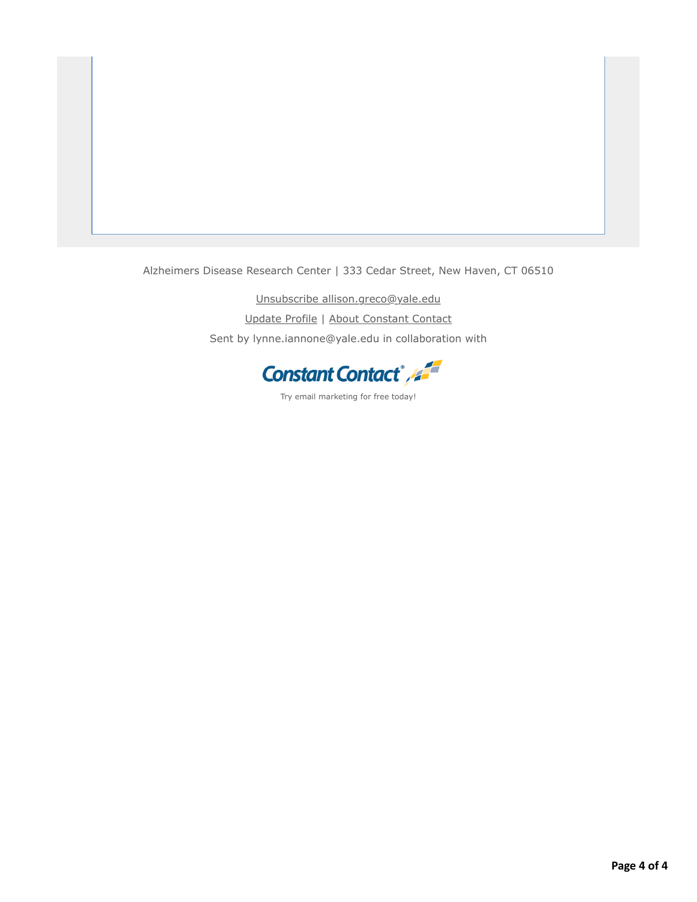Alzheimers Disease Research Center | 333 Cedar Street, New Haven, CT 06510

Unsubscribe allison.greco@yale.edu

Update Profile | About Constant Contact

Sent by lynne.iannone@yale.edu in collaboration with

Constant Contact

Try email marketing for free today!